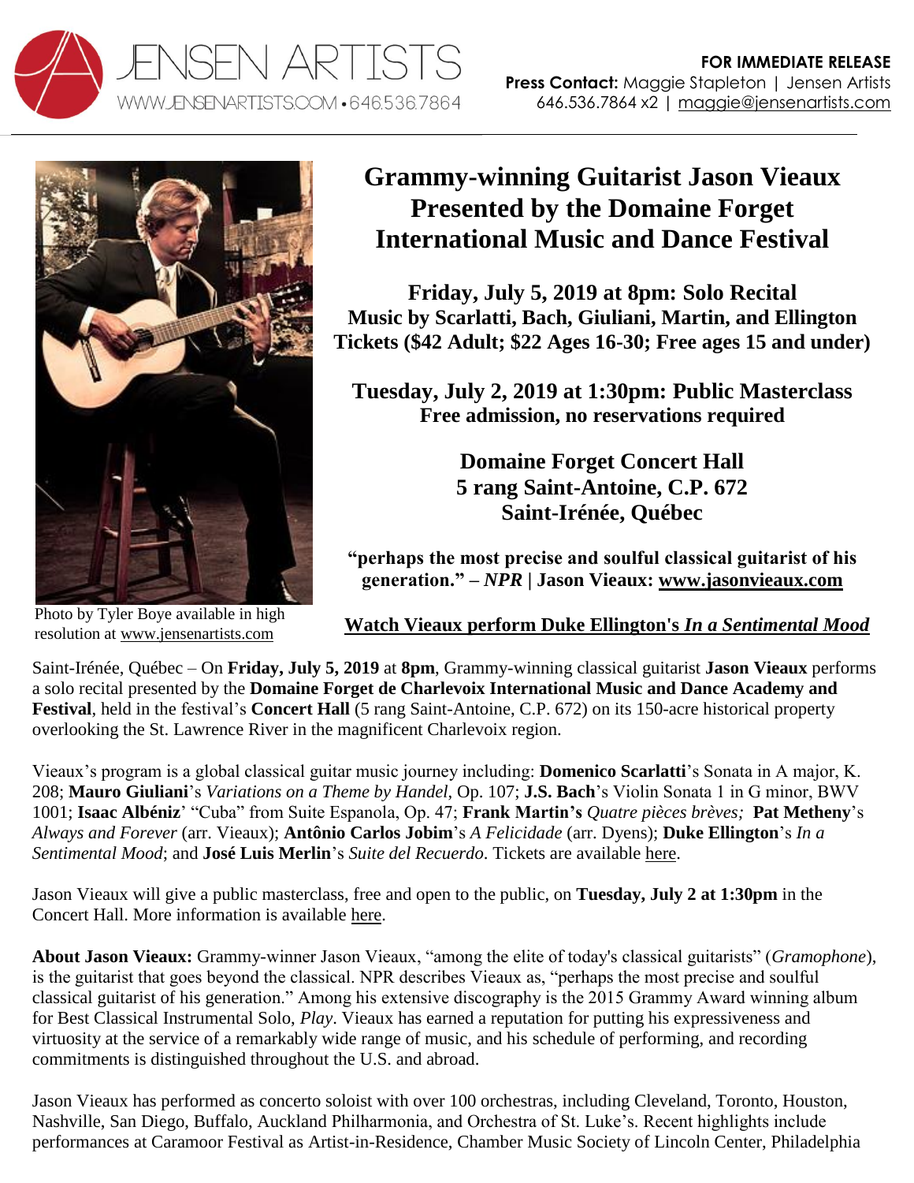JENSEN ARTISTS
WWW.JENSENARTISTS.COM • 646.536.7864

**FOR IMMEDIATE RELEASE**
**Press Contact:** Maggie Stapleton | Jensen Artists
646.536.7864 x2 | maggie@jensenartists.com

Photo by Tyler Boye available in high resolution at www.jensenartists.com

# Grammy-winning Guitarist Jason Vieaux Presented by the Domaine Forget International Music and Dance Festival

**Friday, July 5, 2019 at 8pm: Solo Recital**
**Music by Scarlatti, Bach, Giuliani, Martin, and Ellington**
**Tickets ($42 Adult; $22 Ages 16-30; Free ages 15 and under)**

**Tuesday, July 2, 2019 at 1:30pm: Public Masterclass**
**Free admission, no reservations required**

**Domaine Forget Concert Hall**
**5 rang Saint-Antoine, C.P. 672**
**Saint-Irénée, Québec**

**"perhaps the most precise and soulful classical guitarist of his generation." – *NPR* | Jason Vieaux: www.jasonvieaux.com**

**Watch Vieaux perform Duke Ellington's *In a Sentimental Mood***

Saint-Irénée, Québec – On **Friday, July 5, 2019** at **8pm**, Grammy-winning classical guitarist **Jason Vieaux** performs a solo recital presented by the **Domaine Forget de Charlevoix International Music and Dance Academy and Festival**, held in the festival's **Concert Hall** (5 rang Saint-Antoine, C.P. 672) on its 150-acre historical property overlooking the St. Lawrence River in the magnificent Charlevoix region.

Vieaux's program is a global classical guitar music journey including: **Domenico Scarlatti**'s Sonata in A major, K. 208; **Mauro Giuliani**'s *Variations on a Theme by Handel*, Op. 107; **J.S. Bach**'s Violin Sonata 1 in G minor, BWV 1001; **Isaac Albéniz**' "Cuba" from Suite Espanola, Op. 47; **Frank Martin's** *Quatre pièces brèves;* **Pat Metheny**'s *Always and Forever* (arr. Vieaux); **Antônio Carlos Jobim**'s *A Felicidade* (arr. Dyens); **Duke Ellington**'s *In a Sentimental Mood*; and **José Luis Merlin**'s *Suite del Recuerdo*. Tickets are available here.

Jason Vieaux will give a public masterclass, free and open to the public, on **Tuesday, July 2 at 1:30pm** in the Concert Hall. More information is available here.

**About Jason Vieaux:** Grammy-winner Jason Vieaux, "among the elite of today's classical guitarists" (*Gramophone*), is the guitarist that goes beyond the classical. NPR describes Vieaux as, "perhaps the most precise and soulful classical guitarist of his generation." Among his extensive discography is the 2015 Grammy Award winning album for Best Classical Instrumental Solo, *Play*. Vieaux has earned a reputation for putting his expressiveness and virtuosity at the service of a remarkably wide range of music, and his schedule of performing, and recording commitments is distinguished throughout the U.S. and abroad.

Jason Vieaux has performed as concerto soloist with over 100 orchestras, including Cleveland, Toronto, Houston, Nashville, San Diego, Buffalo, Auckland Philharmonia, and Orchestra of St. Luke's. Recent highlights include performances at Caramoor Festival as Artist-in-Residence, Chamber Music Society of Lincoln Center, Philadelphia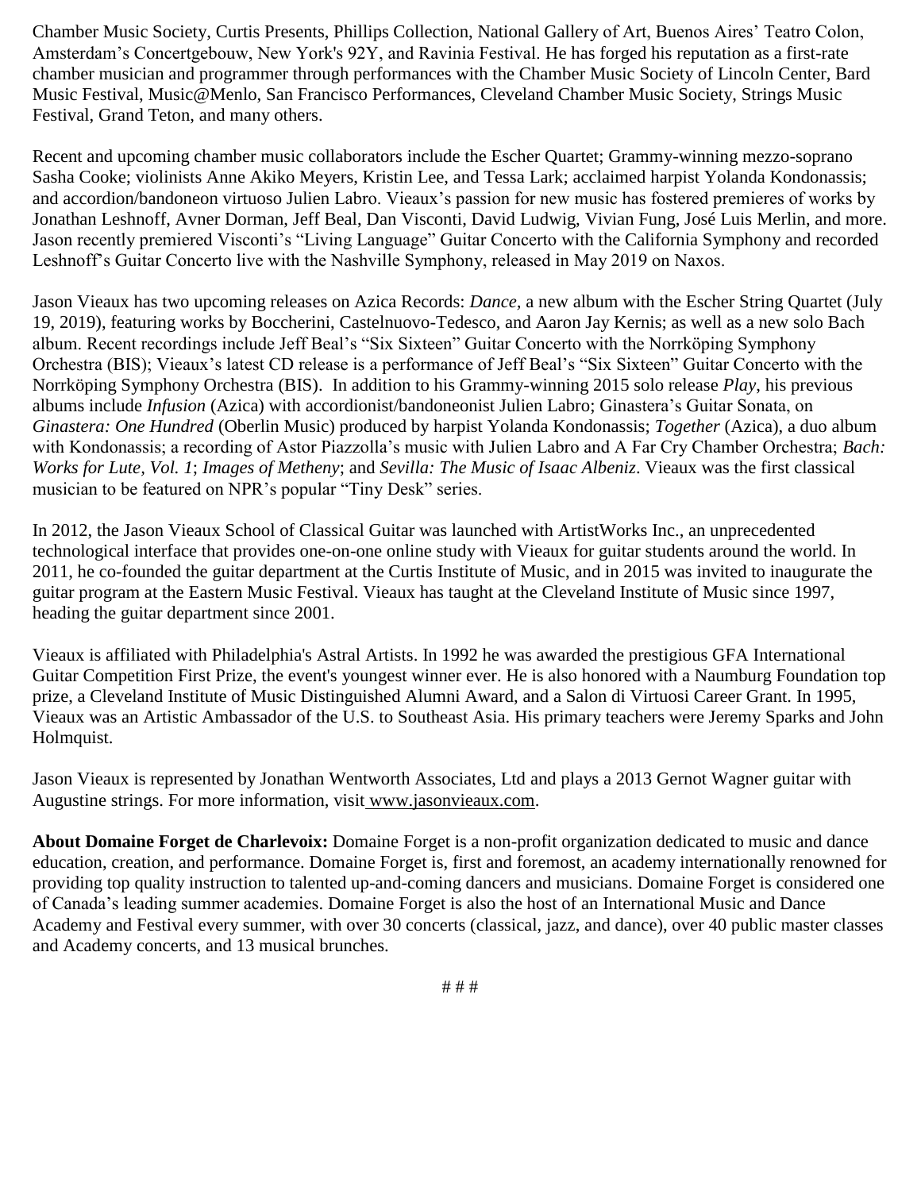Chamber Music Society, Curtis Presents, Phillips Collection, National Gallery of Art, Buenos Aires' Teatro Colon, Amsterdam's Concertgebouw, New York's 92Y, and Ravinia Festival. He has forged his reputation as a first-rate chamber musician and programmer through performances with the Chamber Music Society of Lincoln Center, Bard Music Festival, Music@Menlo, San Francisco Performances, Cleveland Chamber Music Society, Strings Music Festival, Grand Teton, and many others.

Recent and upcoming chamber music collaborators include the Escher Quartet; Grammy-winning mezzo-soprano Sasha Cooke; violinists Anne Akiko Meyers, Kristin Lee, and Tessa Lark; acclaimed harpist Yolanda Kondonassis; and accordion/bandoneon virtuoso Julien Labro. Vieaux's passion for new music has fostered premieres of works by Jonathan Leshnoff, Avner Dorman, Jeff Beal, Dan Visconti, David Ludwig, Vivian Fung, José Luis Merlin, and more. Jason recently premiered Visconti's "Living Language" Guitar Concerto with the California Symphony and recorded Leshnoff's Guitar Concerto live with the Nashville Symphony, released in May 2019 on Naxos.

Jason Vieaux has two upcoming releases on Azica Records: *Dance*, a new album with the Escher String Quartet (July 19, 2019), featuring works by Boccherini, Castelnuovo-Tedesco, and Aaron Jay Kernis; as well as a new solo Bach album. Recent recordings include Jeff Beal's "Six Sixteen" Guitar Concerto with the Norrköping Symphony Orchestra (BIS); Vieaux's latest CD release is a performance of Jeff Beal's "Six Sixteen" Guitar Concerto with the Norrköping Symphony Orchestra (BIS). In addition to his Grammy-winning 2015 solo release *Play*, his previous albums include *Infusion* (Azica) with accordionist/bandoneonist Julien Labro; Ginastera's Guitar Sonata, on *Ginastera: One Hundred* (Oberlin Music) produced by harpist Yolanda Kondonassis; *Together* (Azica), a duo album with Kondonassis; a recording of Astor Piazzolla's music with Julien Labro and A Far Cry Chamber Orchestra; *Bach: Works for Lute, Vol. 1*; *Images of Metheny*; and *Sevilla: The Music of Isaac Albeniz*. Vieaux was the first classical musician to be featured on NPR's popular "Tiny Desk" series.

In 2012, the Jason Vieaux School of Classical Guitar was launched with ArtistWorks Inc., an unprecedented technological interface that provides one-on-one online study with Vieaux for guitar students around the world. In 2011, he co-founded the guitar department at the Curtis Institute of Music, and in 2015 was invited to inaugurate the guitar program at the Eastern Music Festival. Vieaux has taught at the Cleveland Institute of Music since 1997, heading the guitar department since 2001.

Vieaux is affiliated with Philadelphia's Astral Artists. In 1992 he was awarded the prestigious GFA International Guitar Competition First Prize, the event's youngest winner ever. He is also honored with a Naumburg Foundation top prize, a Cleveland Institute of Music Distinguished Alumni Award, and a Salon di Virtuosi Career Grant. In 1995, Vieaux was an Artistic Ambassador of the U.S. to Southeast Asia. His primary teachers were Jeremy Sparks and John Holmquist.

Jason Vieaux is represented by Jonathan Wentworth Associates, Ltd and plays a 2013 Gernot Wagner guitar with Augustine strings. For more information, visit www.jasonvieaux.com.

**About Domaine Forget de Charlevoix:** Domaine Forget is a non-profit organization dedicated to music and dance education, creation, and performance. Domaine Forget is, first and foremost, an academy internationally renowned for providing top quality instruction to talented up-and-coming dancers and musicians. Domaine Forget is considered one of Canada's leading summer academies. Domaine Forget is also the host of an International Music and Dance Academy and Festival every summer, with over 30 concerts (classical, jazz, and dance), over 40 public master classes and Academy concerts, and 13 musical brunches.

# # #